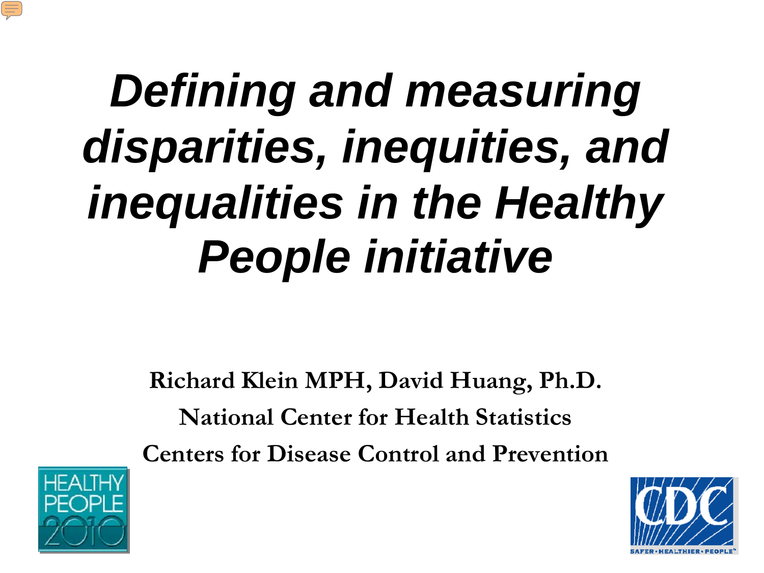# *Defining and measuring disparities, inequities, and inequalities in the Healthy People initiative*

**Richard Klein MPH, David Huang, Ph.D.**

**National Center for Health Statistics**

**Centers for Disease Control and Prevention**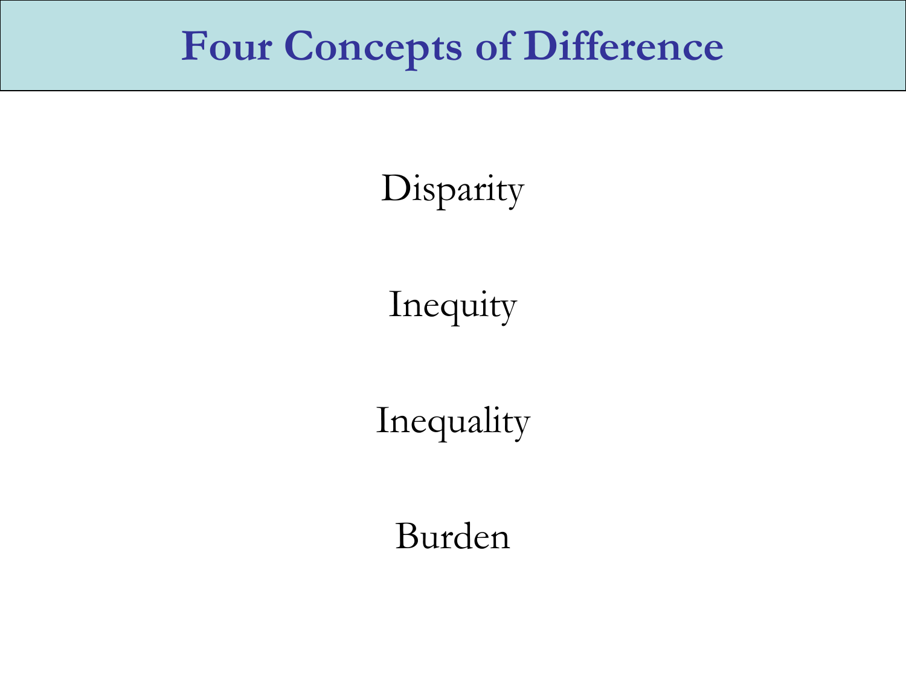# Four Concepts of Difference

Disparity

Inequity

Inequality

Burden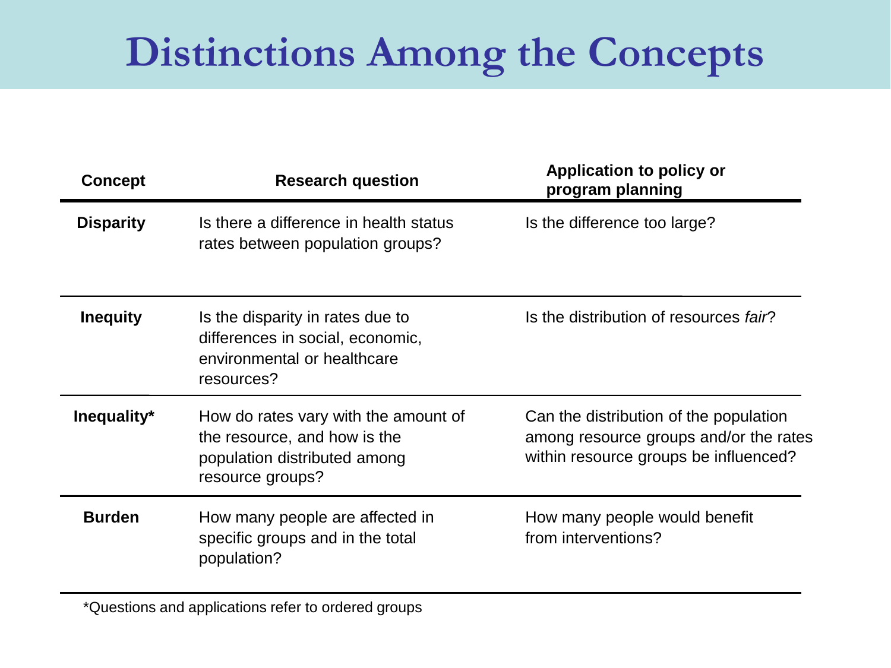# Distinctions Among the Concepts

| Concept | Research question | Application to policy or program planning |
| --- | --- | --- |
| **Disparity** | Is there a difference in health status rates between population groups? | Is the difference too large? |
| **Inequity** | Is the disparity in rates due to differences in social, economic, environmental or healthcare resources? | Is the distribution of resources *fair*? |
| **Inequality*** | How do rates vary with the amount of the resource, and how is the population distributed among resource groups? | Can the distribution of the population among resource groups and/or the rates within resource groups be influenced? |
| **Burden** | How many people are affected in specific groups and in the total population? | How many people would benefit from interventions? |

*Questions and applications refer to ordered groups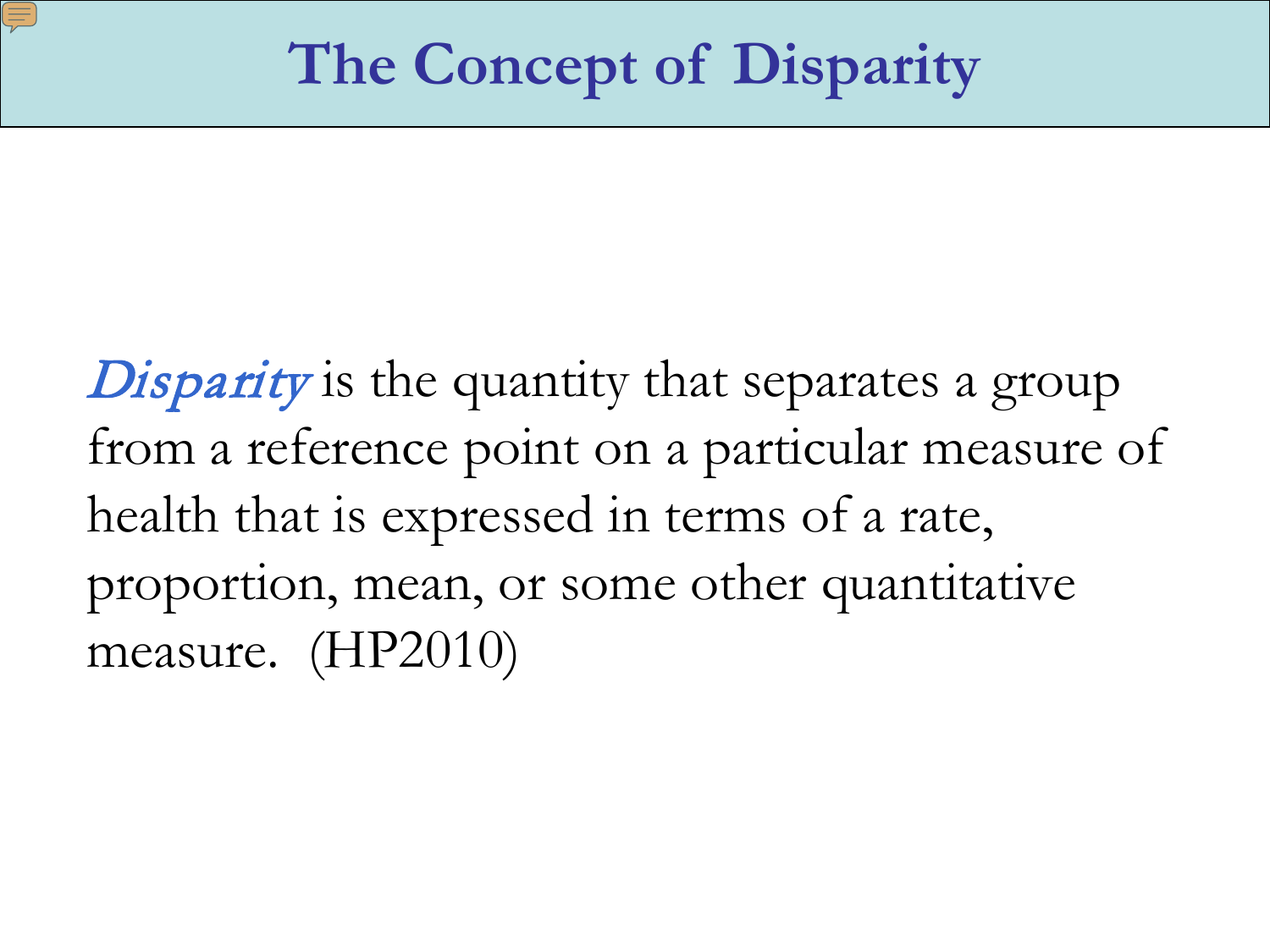# The Concept of Disparity

*Disparity* is the quantity that separates a group from a reference point on a particular measure of health that is expressed in terms of a rate, proportion, mean, or some other quantitative measure. (HP2010)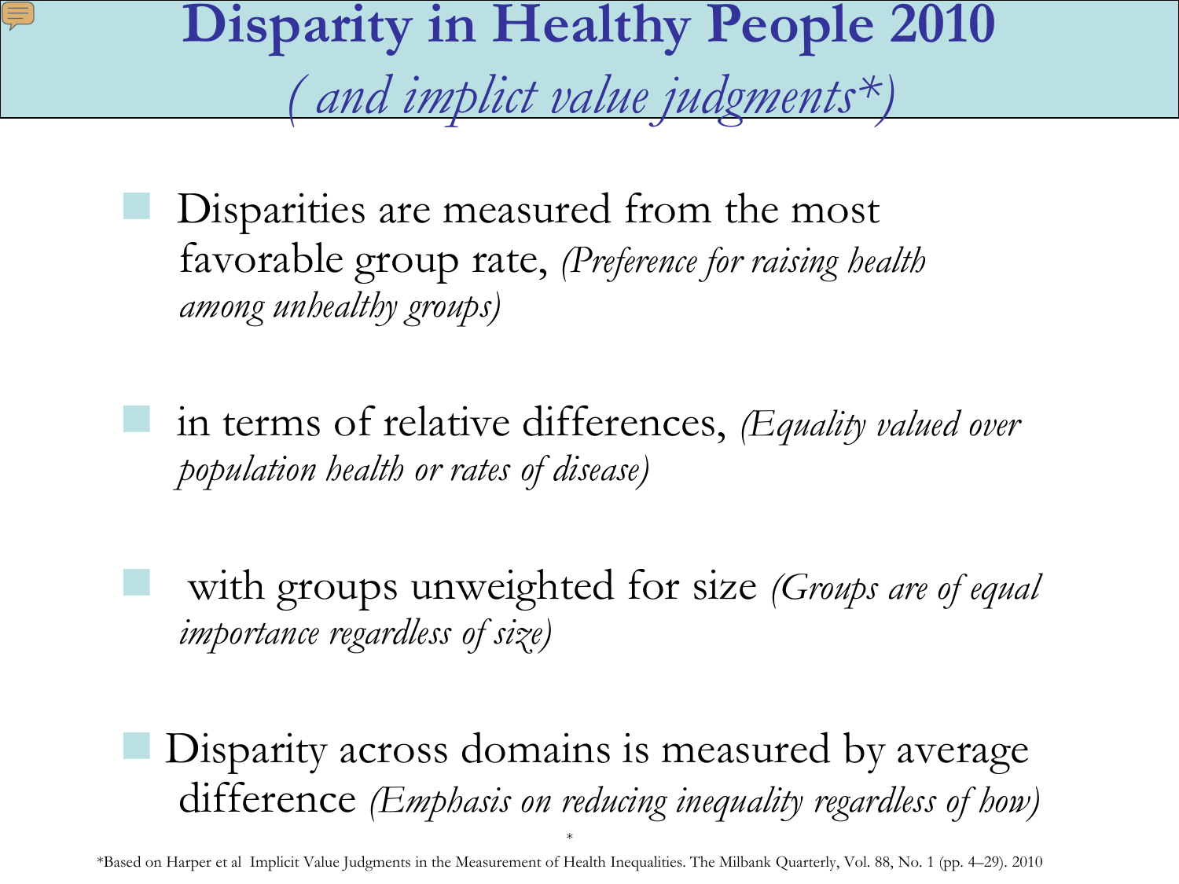# Disparity in Healthy People 2010

## *( and implict value judgments\*)*

- Disparities are measured from the most favorable group rate, *(Preference for raising health among unhealthy groups)*

- in terms of relative differences, *(Equality valued over population health or rates of disease)*

- with groups unweighted for size *(Groups are of equal importance regardless of size)*

- Disparity across domains is measured by average difference *(Emphasis on reducing inequality regardless of how)*

\*Based on Harper et al Implicit Value Judgments in the Measurement of Health Inequalities. The Milbank Quarterly, Vol. 88, No. 1 (pp. 4–29). 2010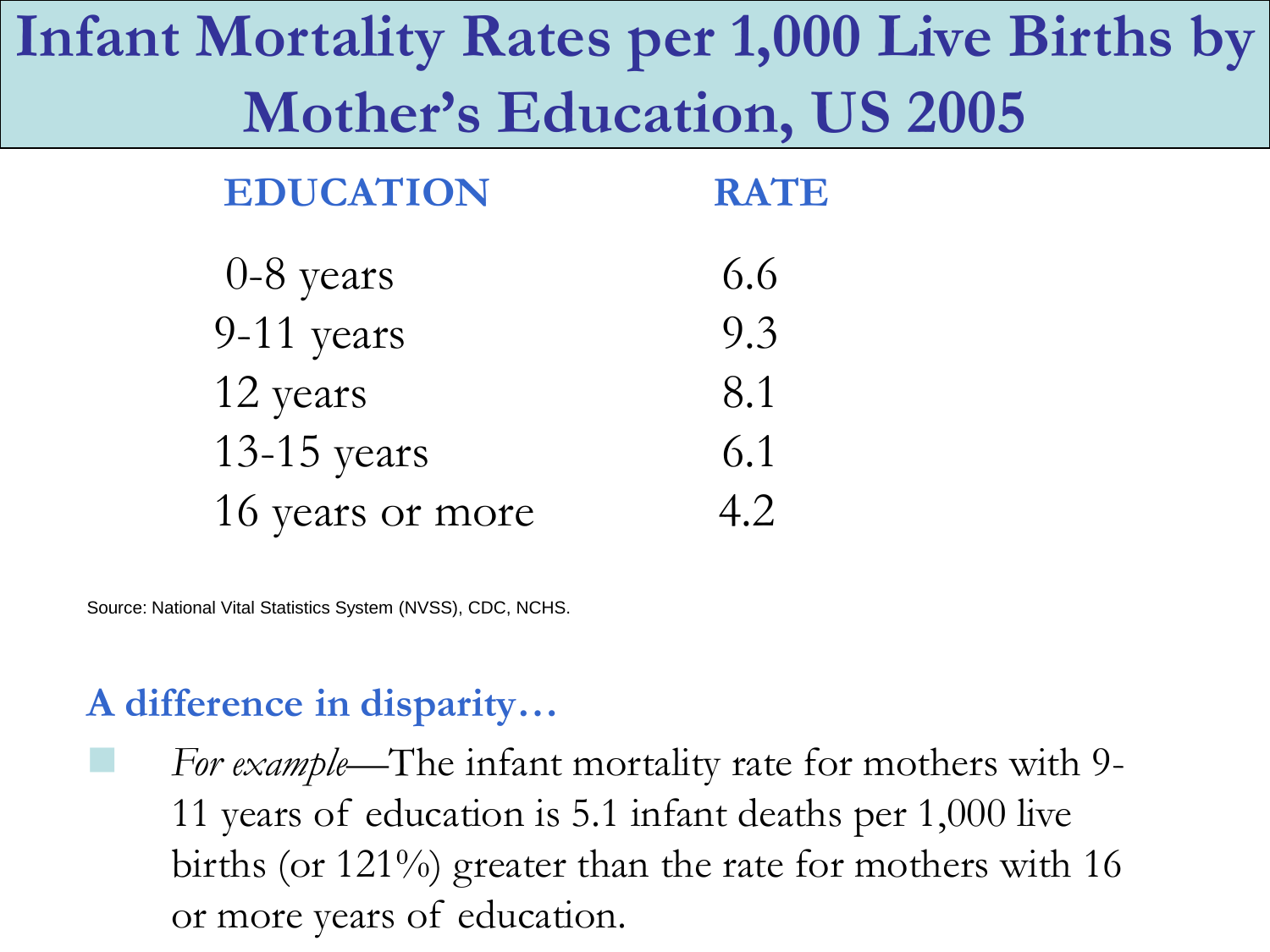# Infant Mortality Rates per 1,000 Live Births by Mother's Education, US 2005

| EDUCATION | RATE |
|---|---|
| 0-8 years | 6.6 |
| 9-11 years | 9.3 |
| 12 years | 8.1 |
| 13-15 years | 6.1 |
| 16 years or more | 4.2 |

Source: National Vital Statistics System (NVSS), CDC, NCHS.

## A difference in disparity…

- *For example*—The infant mortality rate for mothers with 9-11 years of education is 5.1 infant deaths per 1,000 live births (or 121%) greater than the rate for mothers with 16 or more years of education.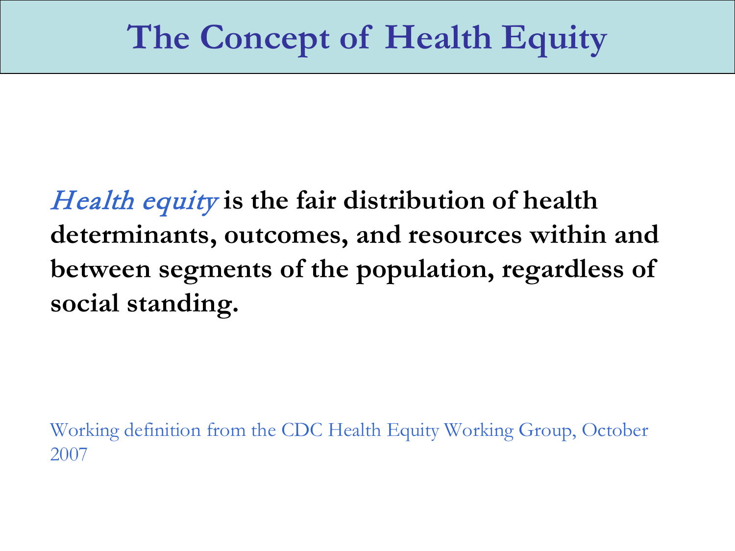# The Concept of Health Equity

***Health equity*** **is the fair distribution of health determinants, outcomes, and resources within and between segments of the population, regardless of social standing.**

Working definition from the CDC Health Equity Working Group, October 2007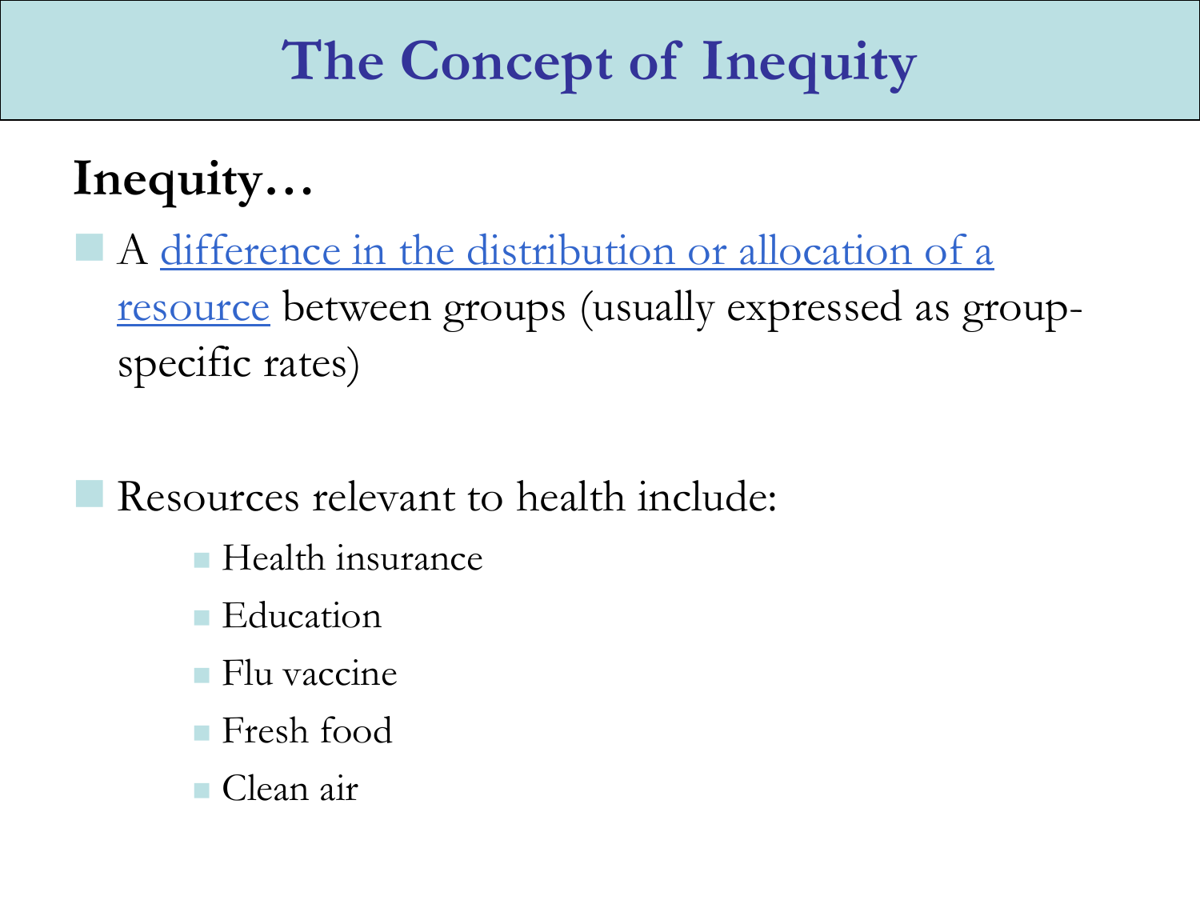# The Concept of Inequity

## Inequity…

- A difference in the distribution or allocation of a resource between groups (usually expressed as group-specific rates)

- Resources relevant to health include:
  - Health insurance
  - Education
  - Flu vaccine
  - Fresh food
  - Clean air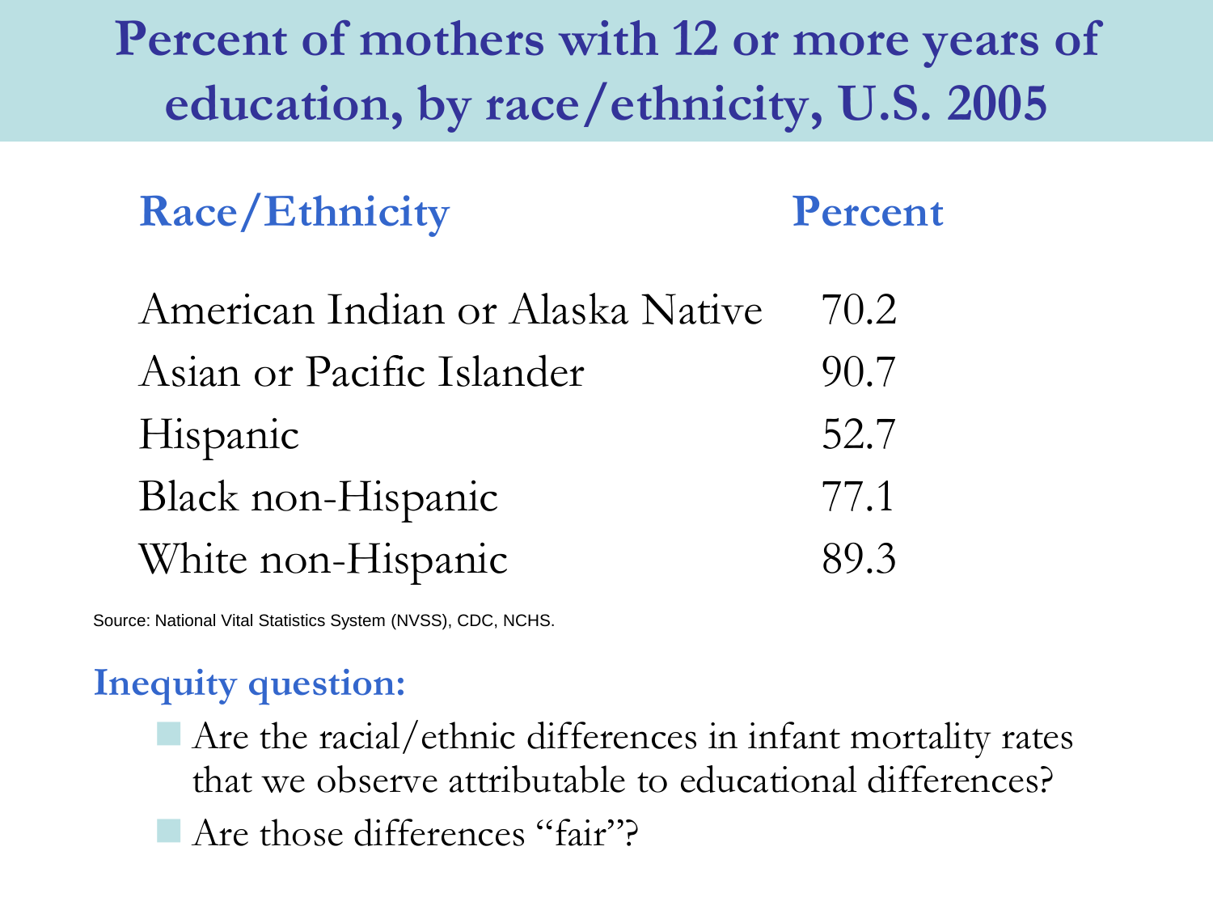# Percent of mothers with 12 or more years of education, by race/ethnicity, U.S. 2005

| Race/Ethnicity | Percent |
| --- | --- |
| American Indian or Alaska Native | 70.2 |
| Asian or Pacific Islander | 90.7 |
| Hispanic | 52.7 |
| Black non-Hispanic | 77.1 |
| White non-Hispanic | 89.3 |

Source: National Vital Statistics System (NVSS), CDC, NCHS.

## Inequity question:

- Are the racial/ethnic differences in infant mortality rates that we observe attributable to educational differences?
- Are those differences "fair"?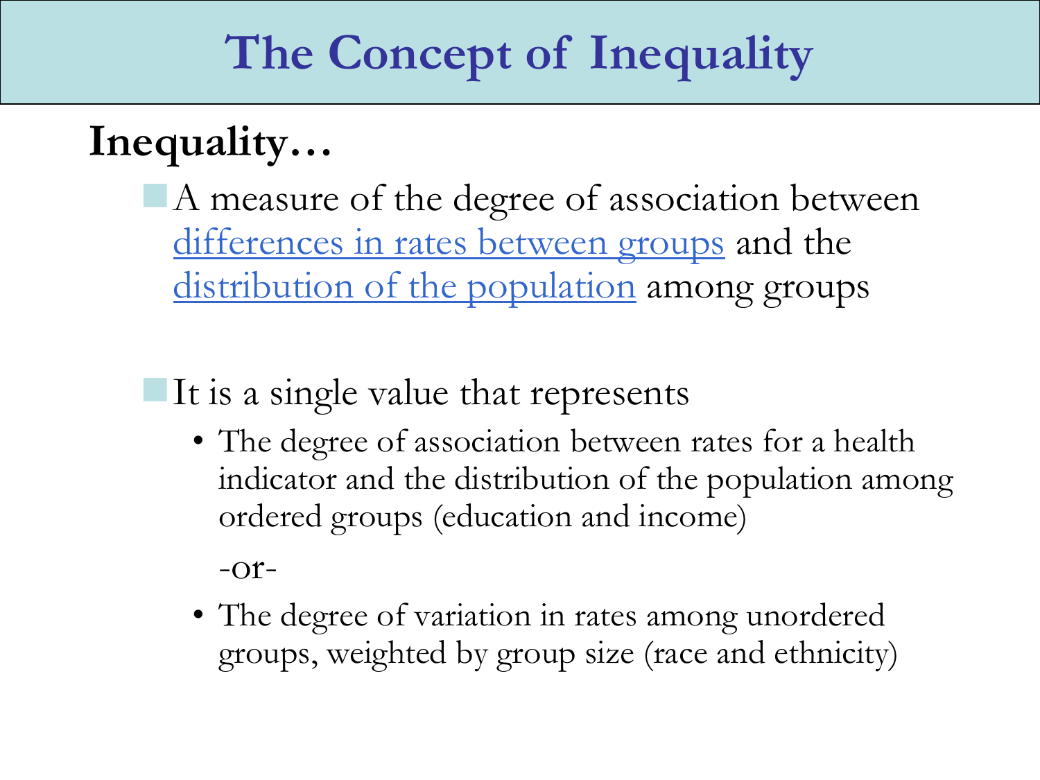# The Concept of Inequality

**Inequality…**

- A measure of the degree of association between differences in rates between groups and the distribution of the population among groups

- It is a single value that represents
  - The degree of association between rates for a health indicator and the distribution of the population among ordered groups (education and income)

    -or-

  - The degree of variation in rates among unordered groups, weighted by group size (race and ethnicity)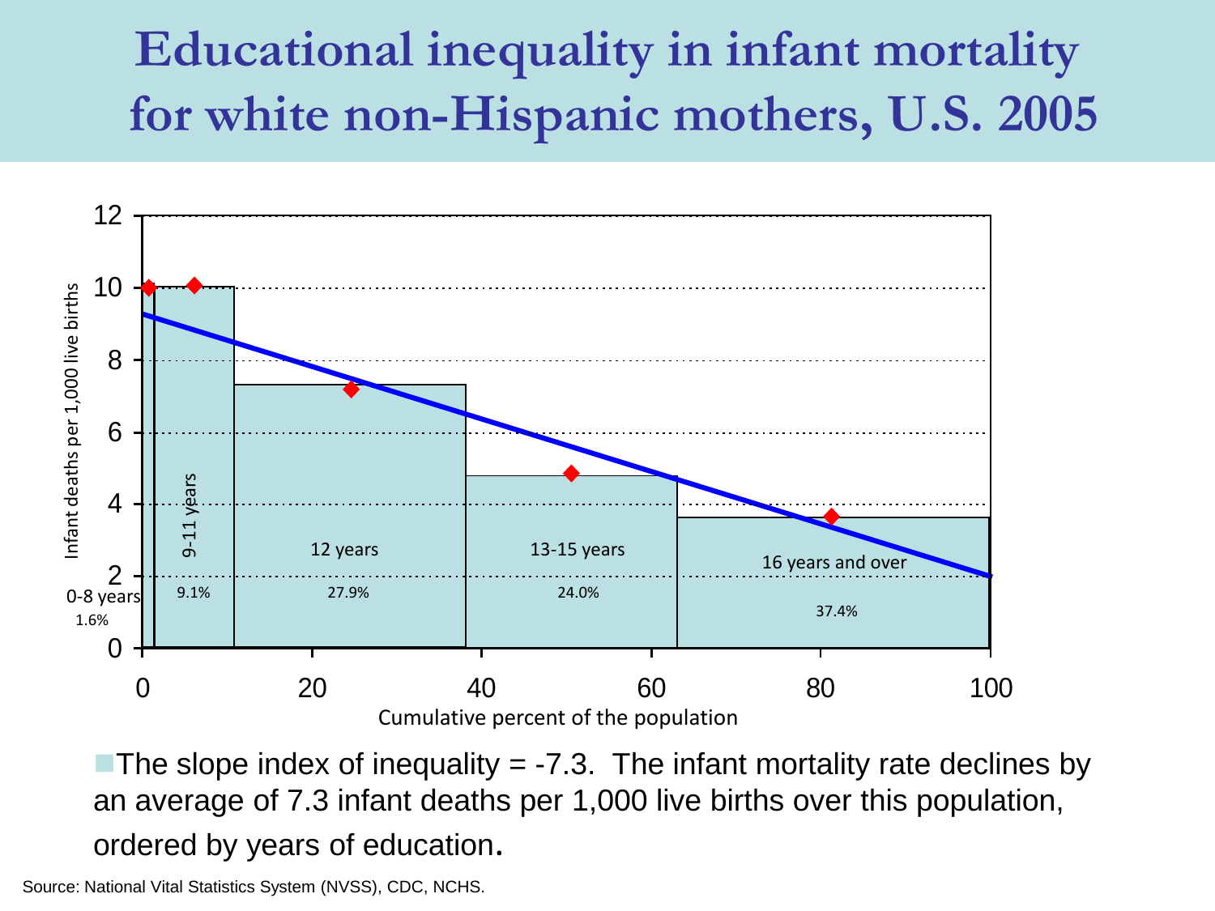# Educational inequality in infant mortality for white non-Hispanic mothers, U.S. 2005

Infant deaths per 1,000 live births

| Years of education | Percent of population |
| --- | --- |
| 0-8 years | 1.6% |
| 9-11 years | 9.1% |
| 12 years | 27.9% |
| 13-15 years | 24.0% |
| 16 years and over | 37.4% |

Cumulative percent of the population

- The slope index of inequality = -7.3. The infant mortality rate declines by an average of 7.3 infant deaths per 1,000 live births over this population, ordered by years of education.

Source: National Vital Statistics System (NVSS), CDC, NCHS.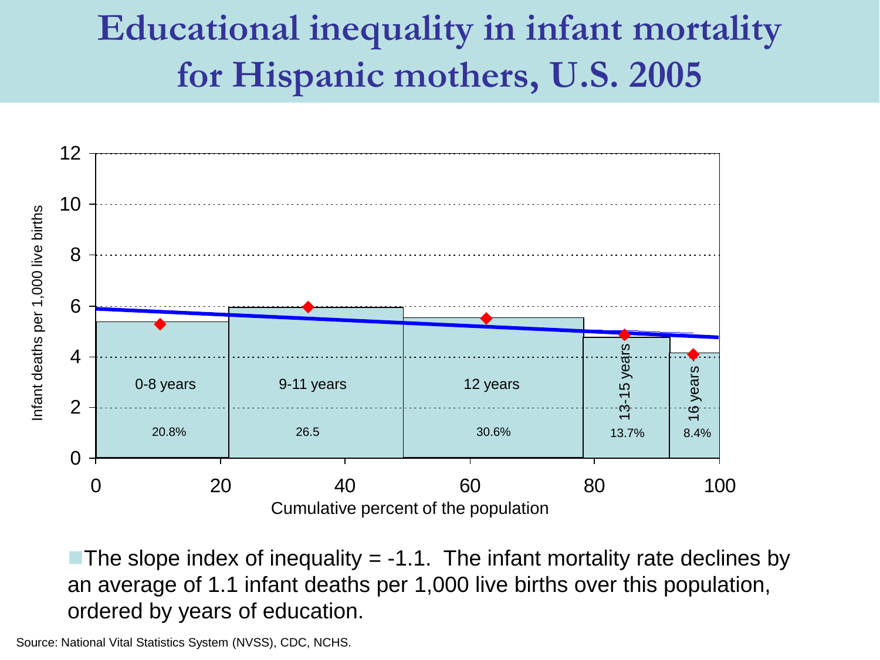# Educational inequality in infant mortality for Hispanic mothers, U.S. 2005

- The slope index of inequality = -1.1. The infant mortality rate declines by an average of 1.1 infant deaths per 1,000 live births over this population, ordered by years of education.

Source: National Vital Statistics System (NVSS), CDC, NCHS.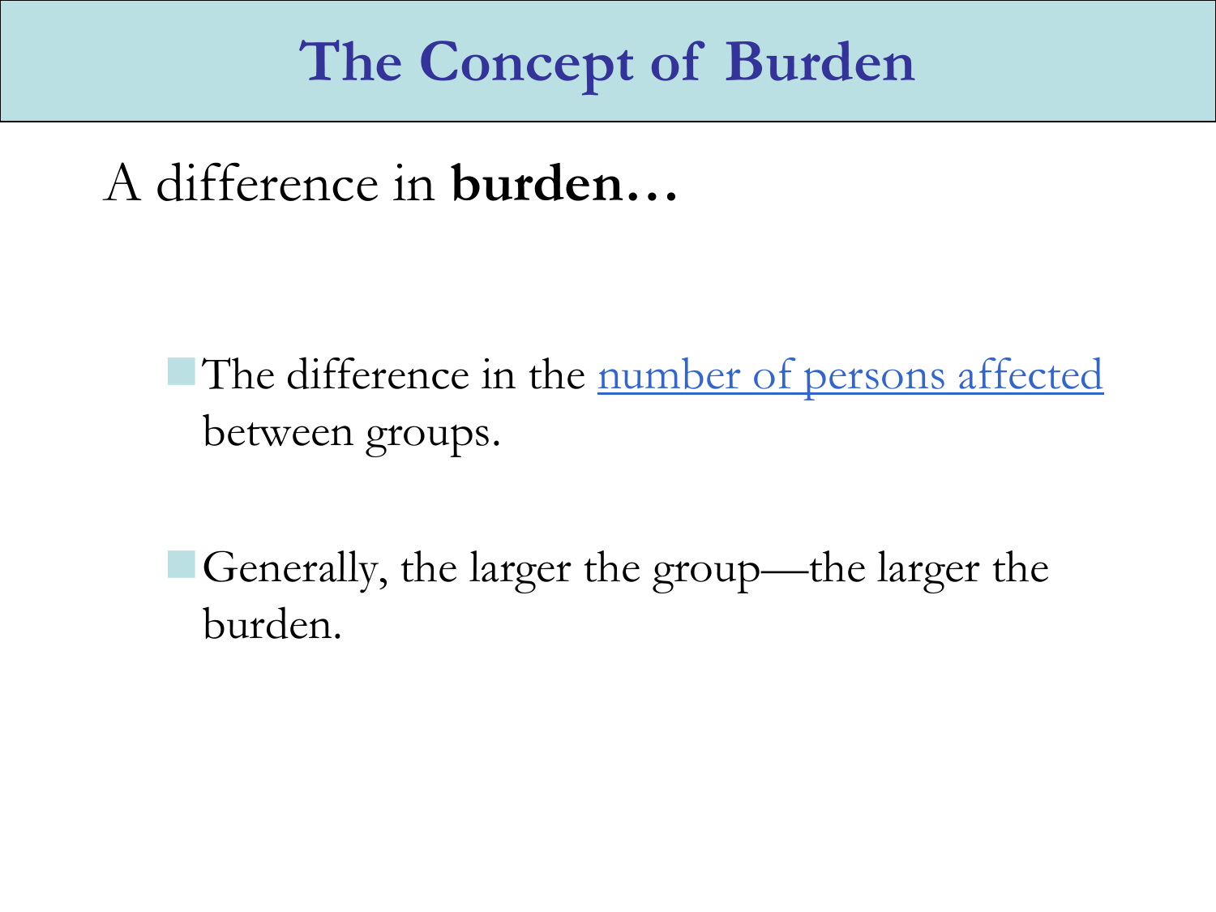# The Concept of Burden

A difference in **burden…**

- The difference in the number of persons affected between groups.
- Generally, the larger the group—the larger the burden.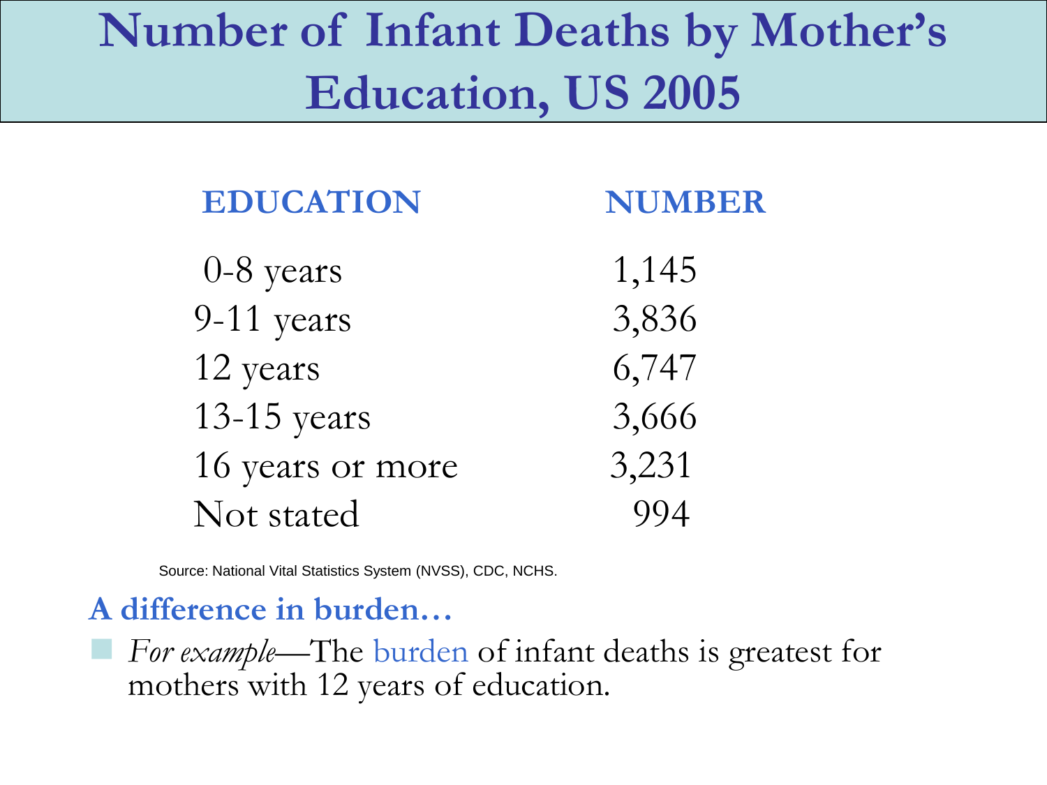# Number of Infant Deaths by Mother's Education, US 2005

| EDUCATION | NUMBER |
| --- | --- |
| 0-8 years | 1,145 |
| 9-11 years | 3,836 |
| 12 years | 6,747 |
| 13-15 years | 3,666 |
| 16 years or more | 3,231 |
| Not stated | 994 |

Source: National Vital Statistics System (NVSS), CDC, NCHS.

## A difference in burden…

- *For example*—The burden of infant deaths is greatest for mothers with 12 years of education.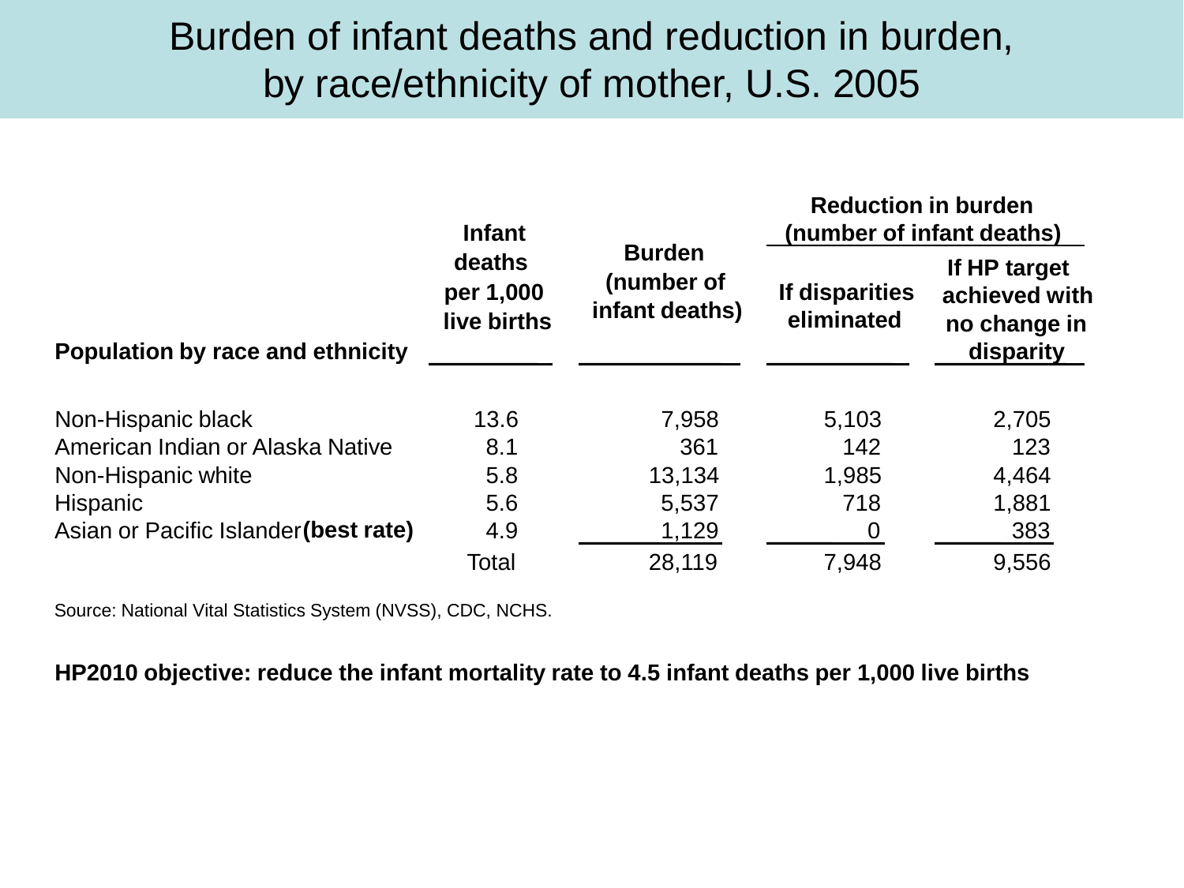# Burden of infant deaths and reduction in burden, by race/ethnicity of mother, U.S. 2005

| Population by race and ethnicity | Infant deaths per 1,000 live births | Burden (number of infant deaths) | Reduction in burden (number of infant deaths) | |
|---|---|---|---|---|
| | | | If disparities eliminated | If HP target achieved with no change in disparity |
| Non-Hispanic black | 13.6 | 7,958 | 5,103 | 2,705 |
| American Indian or Alaska Native | 8.1 | 361 | 142 | 123 |
| Non-Hispanic white | 5.8 | 13,134 | 1,985 | 4,464 |
| Hispanic | 5.6 | 5,537 | 718 | 1,881 |
| Asian or Pacific Islander **(best rate)** | 4.9 | 1,129 | 0 | 383 |
| | Total | 28,119 | 7,948 | 9,556 |

Source: National Vital Statistics System (NVSS), CDC, NCHS.

**HP2010 objective: reduce the infant mortality rate to 4.5 infant deaths per 1,000 live births**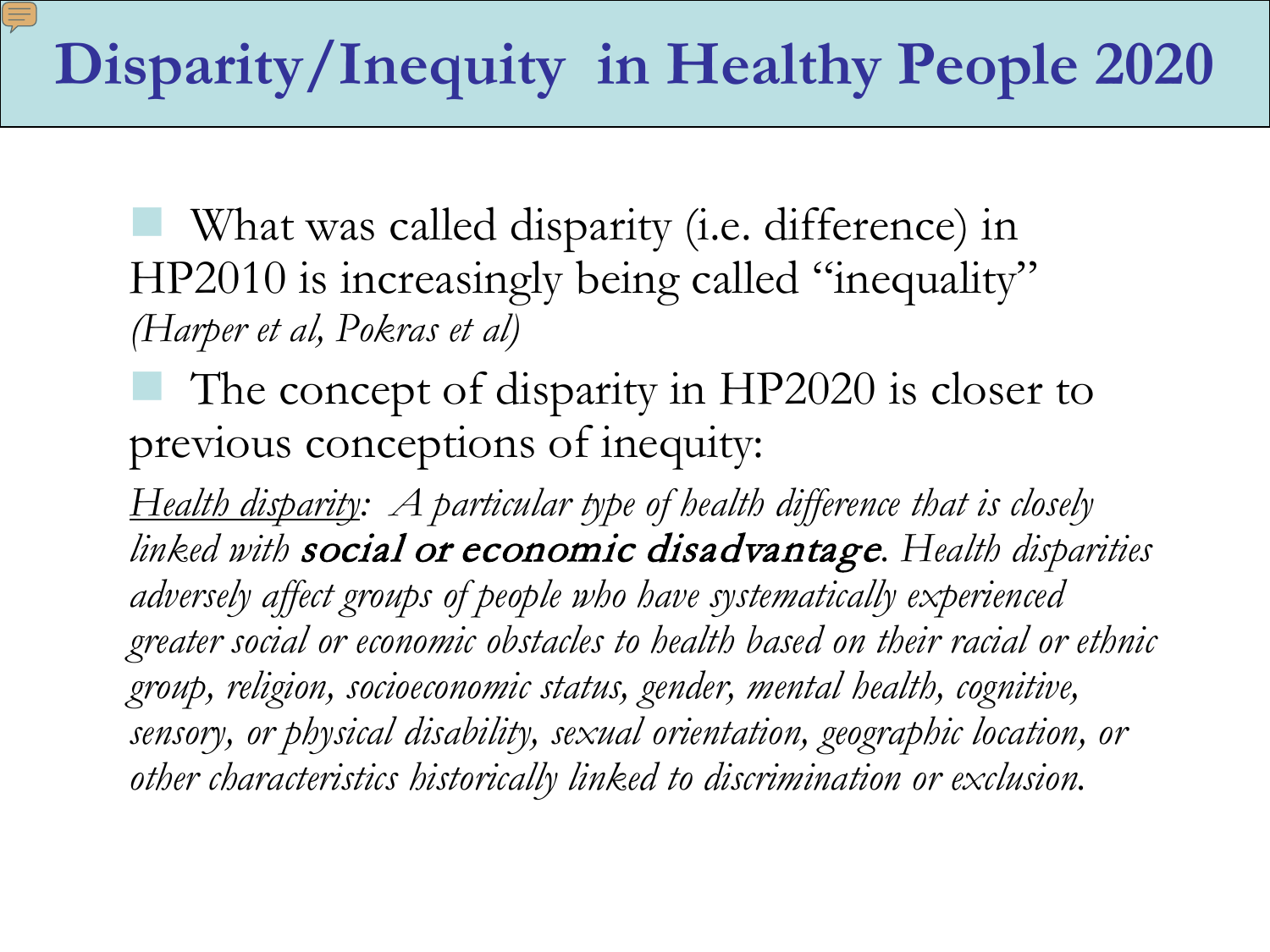# Disparity/Inequity in Healthy People 2020

- What was called disparity (i.e. difference) in HP2010 is increasingly being called "inequality" *(Harper et al, Pokras et al)*
- The concept of disparity in HP2020 is closer to previous conceptions of inequity:

*Health disparity: A particular type of health difference that is closely linked with* ***social or economic disadvantage****. Health disparities adversely affect groups of people who have systematically experienced greater social or economic obstacles to health based on their racial or ethnic group, religion, socioeconomic status, gender, mental health, cognitive, sensory, or physical disability, sexual orientation, geographic location, or other characteristics historically linked to discrimination or exclusion.*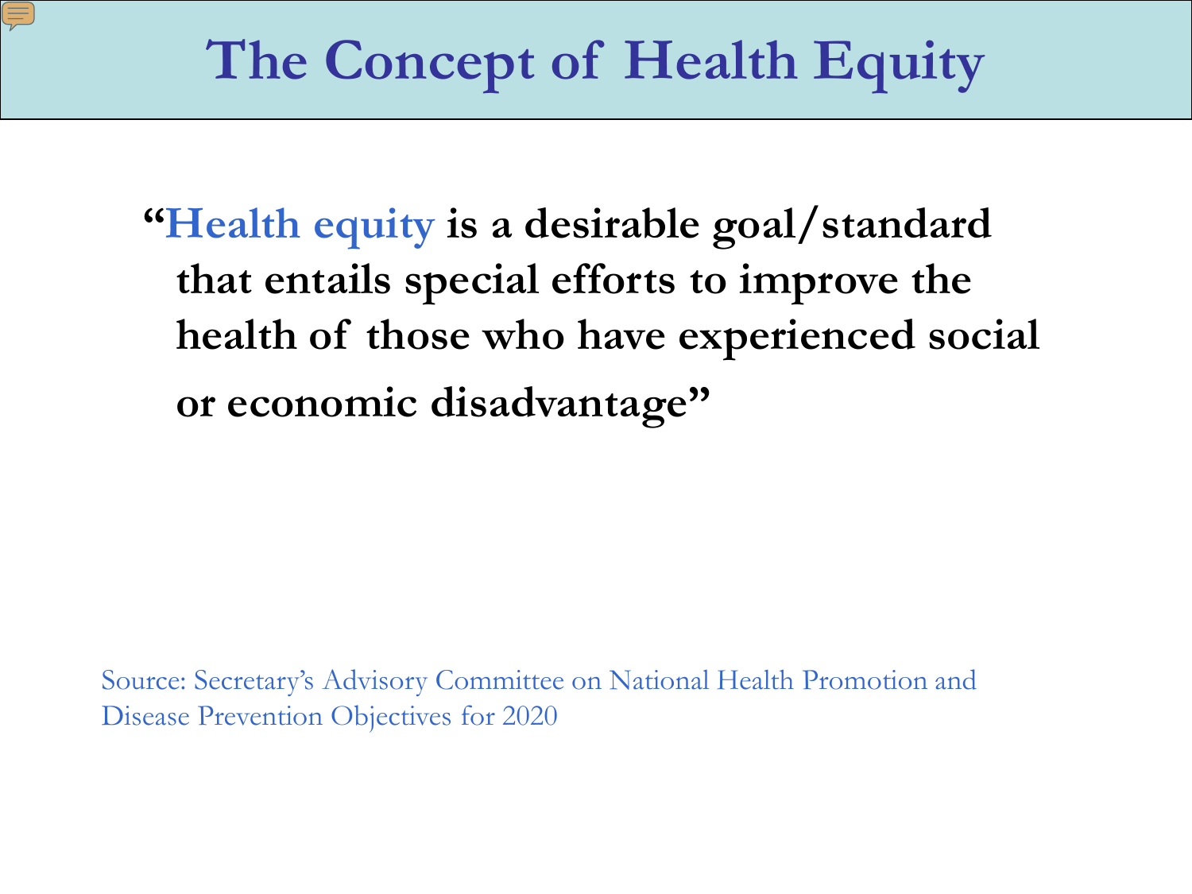# The Concept of Health Equity

**"Health equity is a desirable goal/standard that entails special efforts to improve the health of those who have experienced social or economic disadvantage"**

Source: Secretary's Advisory Committee on National Health Promotion and Disease Prevention Objectives for 2020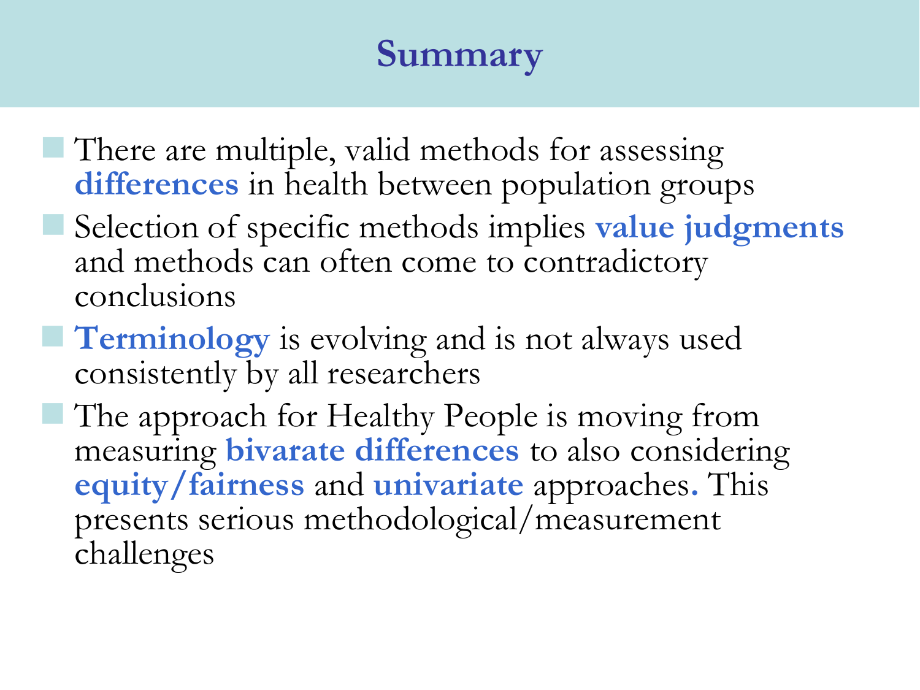# Summary

- There are multiple, valid methods for assessing **differences** in health between population groups
- Selection of specific methods implies **value judgments** and methods can often come to contradictory conclusions
- **Terminology** is evolving and is not always used consistently by all researchers
- The approach for Healthy People is moving from measuring **bivarate differences** to also considering **equity/fairness** and **univariate** approaches**.** This presents serious methodological/measurement challenges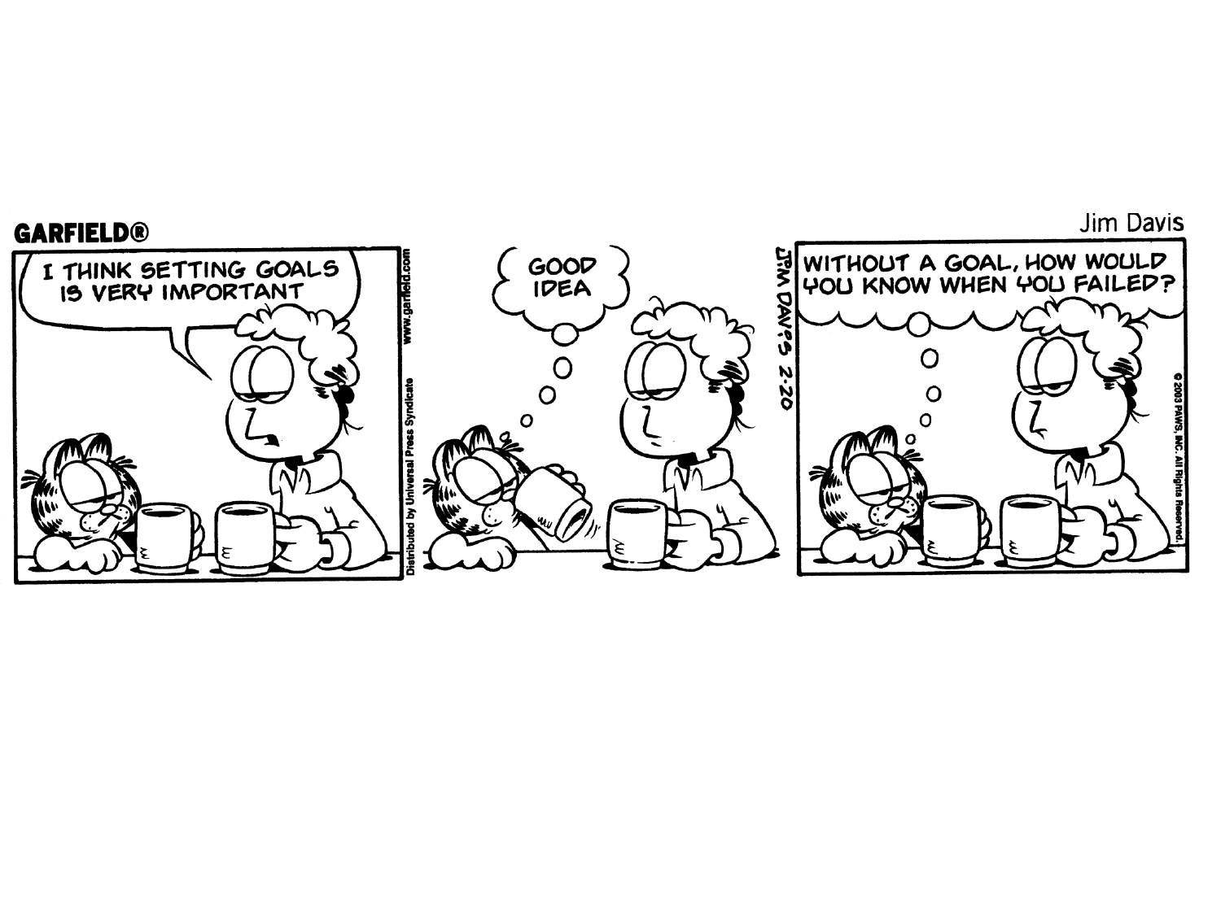**GARFIELD®**

Jim Davis

I THINK SETTING GOALS IS VERY IMPORTANT

GOOD IDEA

WITHOUT A GOAL, HOW WOULD YOU KNOW WHEN YOU FAILED?

JIM DAVIS 2-20

www.garfield.com

Distributed by Universal Press Syndicate

© 2003 PAWS, INC. All Rights Reserved.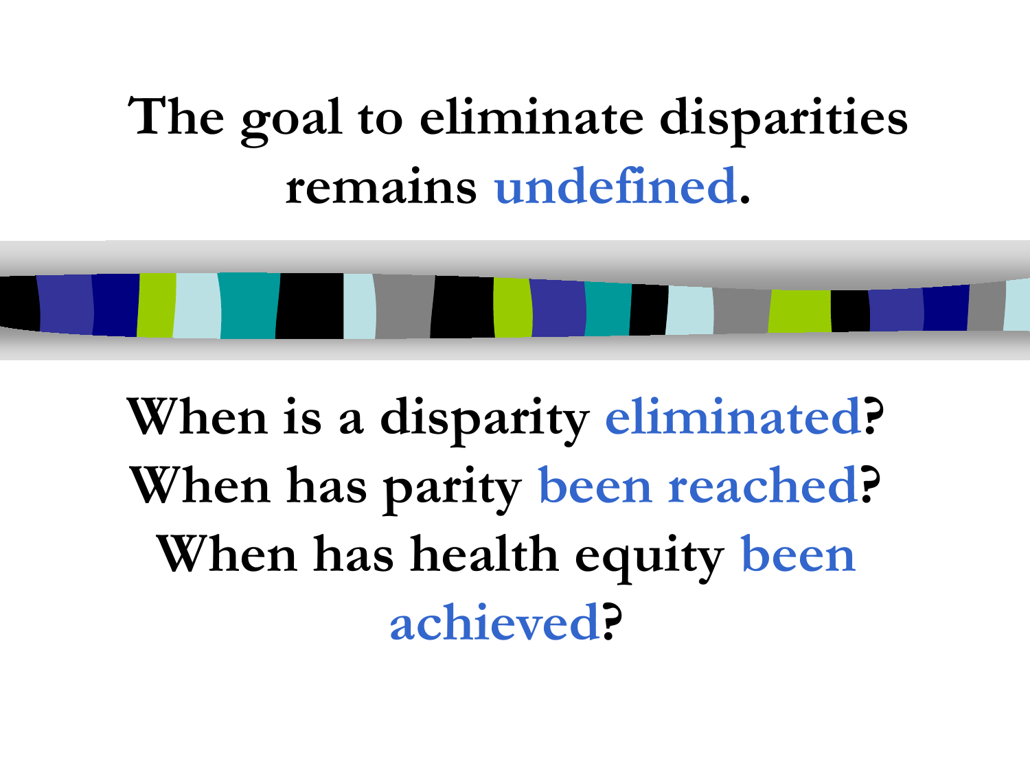# The goal to eliminate disparities remains undefined.

**When is a disparity eliminated?**
**When has parity been reached?**
**When has health equity been achieved?**